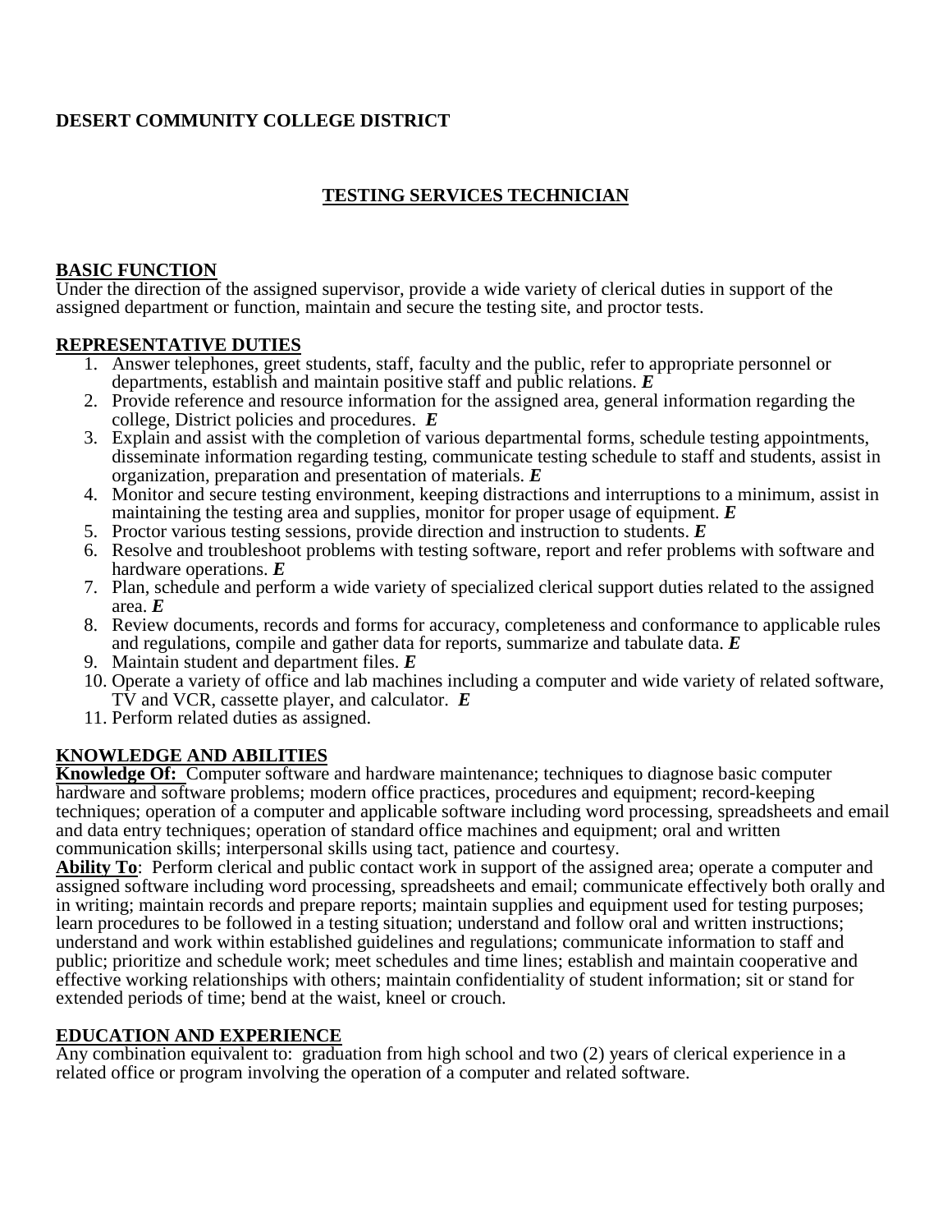**DESERT COMMUNITY COLLEGE DISTRICT**

# TESTING SERVICES TECHNICIAN

## BASIC FUNCTION

Under the direction of the assigned supervisor, provide a wide variety of clerical duties in support of the assigned department or function, maintain and secure the testing site, and proctor tests.

## REPRESENTATIVE DUTIES

1. Answer telephones, greet students, staff, faculty and the public, refer to appropriate personnel or departments, establish and maintain positive staff and public relations. ***E***
2. Provide reference and resource information for the assigned area, general information regarding the college, District policies and procedures. ***E***
3. Explain and assist with the completion of various departmental forms, schedule testing appointments, disseminate information regarding testing, communicate testing schedule to staff and students, assist in organization, preparation and presentation of materials. ***E***
4. Monitor and secure testing environment, keeping distractions and interruptions to a minimum, assist in maintaining the testing area and supplies, monitor for proper usage of equipment. ***E***
5. Proctor various testing sessions, provide direction and instruction to students. ***E***
6. Resolve and troubleshoot problems with testing software, report and refer problems with software and hardware operations. ***E***
7. Plan, schedule and perform a wide variety of specialized clerical support duties related to the assigned area. ***E***
8. Review documents, records and forms for accuracy, completeness and conformance to applicable rules and regulations, compile and gather data for reports, summarize and tabulate data. ***E***
9. Maintain student and department files. ***E***
10. Operate a variety of office and lab machines including a computer and wide variety of related software, TV and VCR, cassette player, and calculator. ***E***
11. Perform related duties as assigned.

## KNOWLEDGE AND ABILITIES

**Knowledge Of:** Computer software and hardware maintenance; techniques to diagnose basic computer hardware and software problems; modern office practices, procedures and equipment; record-keeping techniques; operation of a computer and applicable software including word processing, spreadsheets and email and data entry techniques; operation of standard office machines and equipment; oral and written communication skills; interpersonal skills using tact, patience and courtesy.

**Ability To**: Perform clerical and public contact work in support of the assigned area; operate a computer and assigned software including word processing, spreadsheets and email; communicate effectively both orally and in writing; maintain records and prepare reports; maintain supplies and equipment used for testing purposes; learn procedures to be followed in a testing situation; understand and follow oral and written instructions; understand and work within established guidelines and regulations; communicate information to staff and public; prioritize and schedule work; meet schedules and time lines; establish and maintain cooperative and effective working relationships with others; maintain confidentiality of student information; sit or stand for extended periods of time; bend at the waist, kneel or crouch.

## EDUCATION AND EXPERIENCE

Any combination equivalent to: graduation from high school and two (2) years of clerical experience in a related office or program involving the operation of a computer and related software.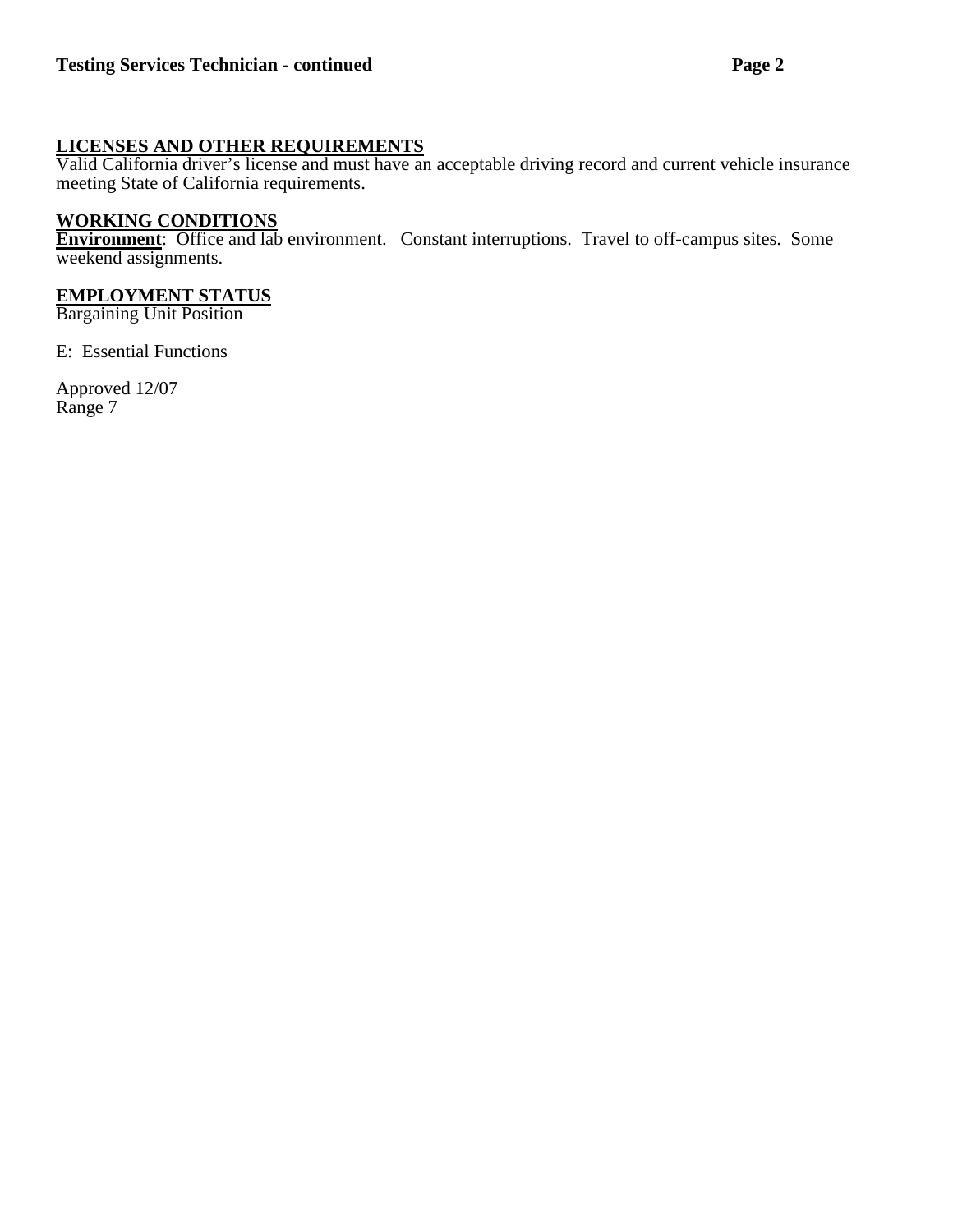## LICENSES AND OTHER REQUIREMENTS

Valid California driver's license and must have an acceptable driving record and current vehicle insurance meeting State of California requirements.

## WORKING CONDITIONS

**Environment**: Office and lab environment. Constant interruptions. Travel to off-campus sites. Some weekend assignments.

## EMPLOYMENT STATUS

Bargaining Unit Position

E: Essential Functions

Approved 12/07
Range 7